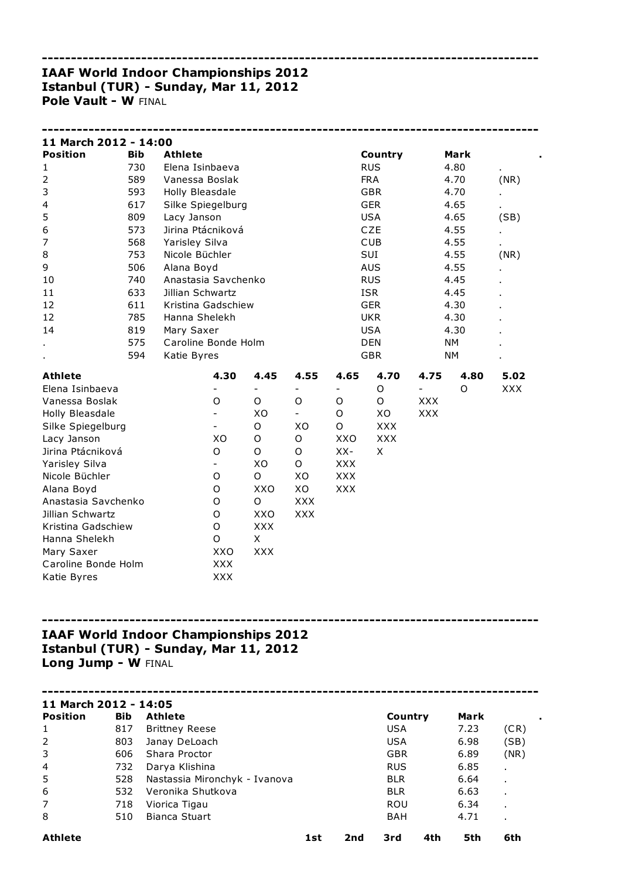---

**IAAF World Indoor Championships 2012**
**Istanbul (TUR) - Sunday, Mar 11, 2012**
**Pole Vault - W** FINAL

---

**11 March 2012 - 14:00**

| Position | Bib | Athlete | Country | Mark | . |
|---|---|---|---|---|---|
| 1 | 730 | Elena Isinbaeva | RUS | 4.80 | . |
| 2 | 589 | Vanessa Boslak | FRA | 4.70 | (NR) |
| 3 | 593 | Holly Bleasdale | GBR | 4.70 | . |
| 4 | 617 | Silke Spiegelburg | GER | 4.65 | . |
| 5 | 809 | Lacy Janson | USA | 4.65 | (SB) |
| 6 | 573 | Jirina Ptácniková | CZE | 4.55 | . |
| 7 | 568 | Yarisley Silva | CUB | 4.55 | . |
| 8 | 753 | Nicole Büchler | SUI | 4.55 | (NR) |
| 9 | 506 | Alana Boyd | AUS | 4.55 | . |
| 10 | 740 | Anastasia Savchenko | RUS | 4.45 | . |
| 11 | 633 | Jillian Schwartz | ISR | 4.45 | . |
| 12 | 611 | Kristina Gadschiew | GER | 4.30 | . |
| 12 | 785 | Hanna Shelekh | UKR | 4.30 | . |
| 14 | 819 | Mary Saxer | USA | 4.30 | . |
| . | 575 | Caroline Bonde Holm | DEN | NM | . |
| . | 594 | Katie Byres | GBR | NM | . |

| Athlete | 4.30 | 4.45 | 4.55 | 4.65 | 4.70 | 4.75 | 4.80 | 5.02 |
|---|---|---|---|---|---|---|---|---|
| Elena Isinbaeva | - | - | - | - | O | - | O | XXX |
| Vanessa Boslak | O | O | O | O | O | XXX | | |
| Holly Bleasdale | - | XO | - | O | XO | XXX | | |
| Silke Spiegelburg | - | O | XO | O | XXX | | | |
| Lacy Janson | XO | O | O | XXO | XXX | | | |
| Jirina Ptácniková | O | O | O | XX- | X | | | |
| Yarisley Silva | - | XO | O | XXX | | | | |
| Nicole Büchler | O | O | XO | XXX | | | | |
| Alana Boyd | O | XXO | XO | XXX | | | | |
| Anastasia Savchenko | O | O | XXX | | | | | |
| Jillian Schwartz | O | XXO | XXX | | | | | |
| Kristina Gadschiew | O | XXX | | | | | | |
| Hanna Shelekh | O | X | | | | | | |
| Mary Saxer | XXO | XXX | | | | | | |
| Caroline Bonde Holm | XXX | | | | | | | |
| Katie Byres | XXX | | | | | | | |

---

**IAAF World Indoor Championships 2012**
**Istanbul (TUR) - Sunday, Mar 11, 2012**
**Long Jump - W** FINAL

---

**11 March 2012 - 14:05**

| Position | Bib | Athlete | Country | Mark | . |
|---|---|---|---|---|---|
| 1 | 817 | Brittney Reese | USA | 7.23 | (CR) |
| 2 | 803 | Janay DeLoach | USA | 6.98 | (SB) |
| 3 | 606 | Shara Proctor | GBR | 6.89 | (NR) |
| 4 | 732 | Darya Klishina | RUS | 6.85 | . |
| 5 | 528 | Nastassia Mironchyk - Ivanova | BLR | 6.64 | . |
| 6 | 532 | Veronika Shutkova | BLR | 6.63 | . |
| 7 | 718 | Viorica Tigau | ROU | 6.34 | . |
| 8 | 510 | Bianca Stuart | BAH | 4.71 | . |

| Athlete | 1st | 2nd | 3rd | 4th | 5th | 6th |
|---|---|---|---|---|---|---|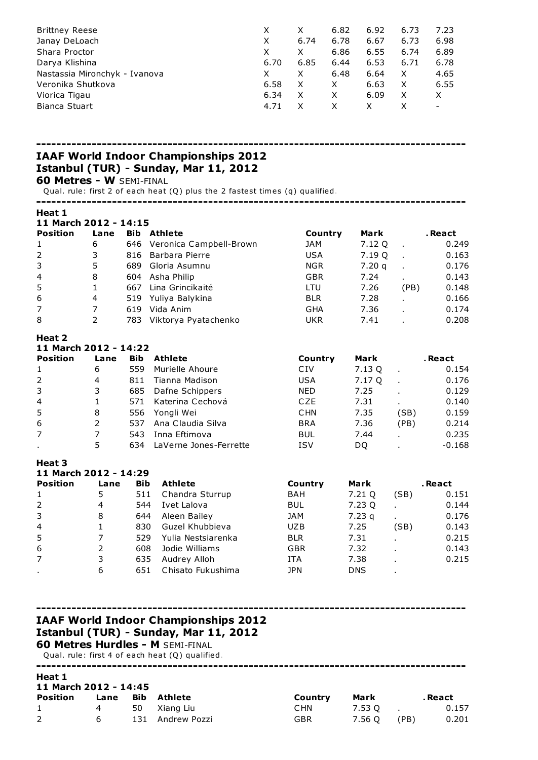| | | | | | | |
|---|---|---|---|---|---|---|
| Brittney Reese | X | X | 6.82 | 6.92 | 6.73 | 7.23 |
| Janay DeLoach | X | 6.74 | 6.78 | 6.67 | 6.73 | 6.98 |
| Shara Proctor | X | X | 6.86 | 6.55 | 6.74 | 6.89 |
| Darya Klishina | 6.70 | 6.85 | 6.44 | 6.53 | 6.71 | 6.78 |
| Nastassia Mironchyk - Ivanova | X | X | 6.48 | 6.64 | X | 4.65 |
| Veronika Shutkova | 6.58 | X | X | 6.63 | X | 6.55 |
| Viorica Tigau | 6.34 | X | X | 6.09 | X | X |
| Bianca Stuart | 4.71 | X | X | X | X | - |

---

## IAAF World Indoor Championships 2012
## Istanbul (TUR) - Sunday, Mar 11, 2012
**60 Metres - W** SEMI-FINAL

Qual. rule: first 2 of each heat (Q) plus the 2 fastest times (q) qualified.

---

### Heat 1
**11 March 2012 - 14:15**

| Position | Lane | Bib | Athlete | Country | Mark | | .React |
|---|---|---|---|---|---|---|---|
| 1 | 6 | 646 | Veronica Campbell-Brown | JAM | 7.12 Q | . | 0.249 |
| 2 | 3 | 816 | Barbara Pierre | USA | 7.19 Q | . | 0.163 |
| 3 | 5 | 689 | Gloria Asumnu | NGR | 7.20 q | . | 0.176 |
| 4 | 8 | 604 | Asha Philip | GBR | 7.24 | . | 0.143 |
| 5 | 1 | 667 | Lina Grincikaité | LTU | 7.26 | (PB) | 0.148 |
| 6 | 4 | 519 | Yuliya Balykina | BLR | 7.28 | . | 0.166 |
| 7 | 7 | 619 | Vida Anim | GHA | 7.36 | . | 0.174 |
| 8 | 2 | 783 | Viktorya Pyatachenko | UKR | 7.41 | . | 0.208 |

### Heat 2
**11 March 2012 - 14:22**

| Position | Lane | Bib | Athlete | Country | Mark | | .React |
|---|---|---|---|---|---|---|---|
| 1 | 6 | 559 | Murielle Ahoure | CIV | 7.13 Q | . | 0.154 |
| 2 | 4 | 811 | Tianna Madison | USA | 7.17 Q | . | 0.176 |
| 3 | 3 | 685 | Dafne Schippers | NED | 7.25 | . | 0.129 |
| 4 | 1 | 571 | Katerina Cechová | CZE | 7.31 | . | 0.140 |
| 5 | 8 | 556 | Yongli Wei | CHN | 7.35 | (SB) | 0.159 |
| 6 | 2 | 537 | Ana Claudia Silva | BRA | 7.36 | (PB) | 0.214 |
| 7 | 7 | 543 | Inna Eftimova | BUL | 7.44 | . | 0.235 |
| . | 5 | 634 | LaVerne Jones-Ferrette | ISV | DQ | . | -0.168 |

### Heat 3
**11 March 2012 - 14:29**

| Position | Lane | Bib | Athlete | Country | Mark | | .React |
|---|---|---|---|---|---|---|---|
| 1 | 5 | 511 | Chandra Sturrup | BAH | 7.21 Q | (SB) | 0.151 |
| 2 | 4 | 544 | Ivet Lalova | BUL | 7.23 Q | . | 0.144 |
| 3 | 8 | 644 | Aleen Bailey | JAM | 7.23 q | . | 0.176 |
| 4 | 1 | 830 | Guzel Khubbieva | UZB | 7.25 | (SB) | 0.143 |
| 5 | 7 | 529 | Yulia Nestsiarenka | BLR | 7.31 | . | 0.215 |
| 6 | 2 | 608 | Jodie Williams | GBR | 7.32 | . | 0.143 |
| 7 | 3 | 635 | Audrey Alloh | ITA | 7.38 | . | 0.215 |
| . | 6 | 651 | Chisato Fukushima | JPN | DNS | . | |

---

## IAAF World Indoor Championships 2012
## Istanbul (TUR) - Sunday, Mar 11, 2012
**60 Metres Hurdles - M** SEMI-FINAL

Qual. rule: first 4 of each heat (Q) qualified.

---

### Heat 1
**11 March 2012 - 14:45**

| Position | Lane | Bib | Athlete | Country | Mark | | .React |
|---|---|---|---|---|---|---|---|
| 1 | 4 | 50 | Xiang Liu | CHN | 7.53 Q | . | 0.157 |
| 2 | 6 | 131 | Andrew Pozzi | GBR | 7.56 Q | (PB) | 0.201 |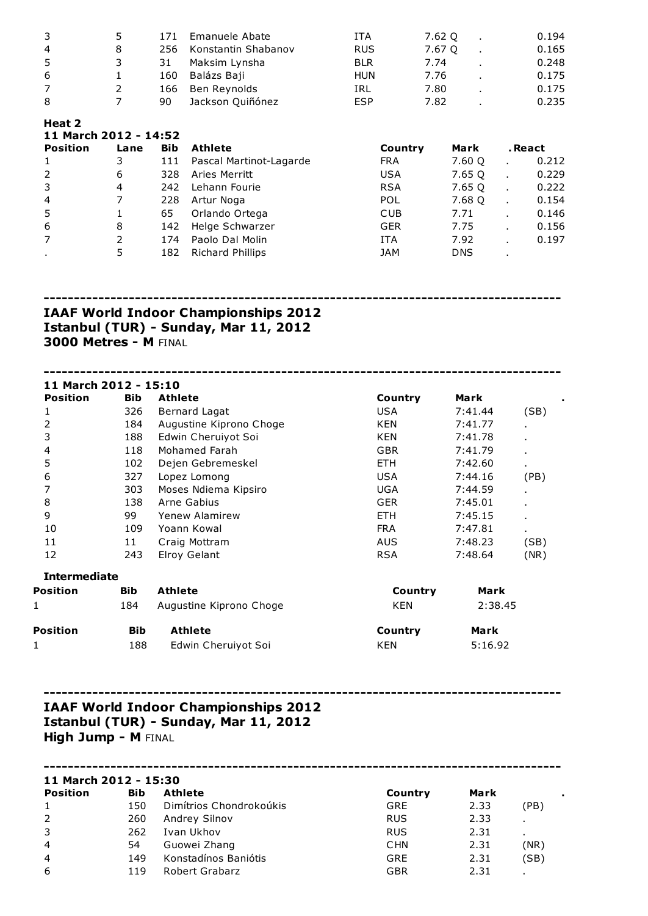| | | | | | | | |
|---|---|---|---|---|---|---|---|
| 3 | 5 | 171 | Emanuele Abate | ITA | 7.62 Q | . | 0.194 |
| 4 | 8 | 256 | Konstantin Shabanov | RUS | 7.67 Q | . | 0.165 |
| 5 | 3 | 31 | Maksim Lynsha | BLR | 7.74 | . | 0.248 |
| 6 | 1 | 160 | Balázs Baji | HUN | 7.76 | . | 0.175 |
| 7 | 2 | 166 | Ben Reynolds | IRL | 7.80 | . | 0.175 |
| 8 | 7 | 90 | Jackson Quiñónez | ESP | 7.82 | . | 0.235 |

**Heat 2**
**11 March 2012 - 14:52**

| Position | Lane | Bib | Athlete | Country | Mark | . | React |
|---|---|---|---|---|---|---|---|
| 1 | 3 | 111 | Pascal Martinot-Lagarde | FRA | 7.60 Q | . | 0.212 |
| 2 | 6 | 328 | Aries Merritt | USA | 7.65 Q | . | 0.229 |
| 3 | 4 | 242 | Lehann Fourie | RSA | 7.65 Q | . | 0.222 |
| 4 | 7 | 228 | Artur Noga | POL | 7.68 Q | . | 0.154 |
| 5 | 1 | 65 | Orlando Ortega | CUB | 7.71 | . | 0.146 |
| 6 | 8 | 142 | Helge Schwarzer | GER | 7.75 | . | 0.156 |
| 7 | 2 | 174 | Paolo Dal Molin | ITA | 7.92 | . | 0.197 |
| . | 5 | 182 | Richard Phillips | JAM | DNS | . | |

---

## IAAF World Indoor Championships 2012
## Istanbul (TUR) - Sunday, Mar 11, 2012
### 3000 Metres - M FINAL

---

**11 March 2012 - 15:10**

| Position | Bib | Athlete | Country | Mark | . |
|---|---|---|---|---|---|
| 1 | 326 | Bernard Lagat | USA | 7:41.44 | (SB) |
| 2 | 184 | Augustine Kiprono Choge | KEN | 7:41.77 | . |
| 3 | 188 | Edwin Cheruiyot Soi | KEN | 7:41.78 | . |
| 4 | 118 | Mohamed Farah | GBR | 7:41.79 | . |
| 5 | 102 | Dejen Gebremeskel | ETH | 7:42.60 | . |
| 6 | 327 | Lopez Lomong | USA | 7:44.16 | (PB) |
| 7 | 303 | Moses Ndiema Kipsiro | UGA | 7:44.59 | . |
| 8 | 138 | Arne Gabius | GER | 7:45.01 | . |
| 9 | 99 | Yenew Alamirew | ETH | 7:45.15 | . |
| 10 | 109 | Yoann Kowal | FRA | 7:47.81 | . |
| 11 | 11 | Craig Mottram | AUS | 7:48.23 | (SB) |
| 12 | 243 | Elroy Gelant | RSA | 7:48.64 | (NR) |

**Intermediate**

| Position | Bib | Athlete | Country | Mark |
|---|---|---|---|---|
| 1 | 184 | Augustine Kiprono Choge | KEN | 2:38.45 |

| Position | Bib | Athlete | Country | Mark |
|---|---|---|---|---|
| 1 | 188 | Edwin Cheruiyot Soi | KEN | 5:16.92 |

---

## IAAF World Indoor Championships 2012
## Istanbul (TUR) - Sunday, Mar 11, 2012
### High Jump - M FINAL

---

**11 March 2012 - 15:30**

| Position | Bib | Athlete | Country | Mark | . |
|---|---|---|---|---|---|
| 1 | 150 | Dimítrios Chondrokoúkis | GRE | 2.33 | (PB) |
| 2 | 260 | Andrey Silnov | RUS | 2.33 | . |
| 3 | 262 | Ivan Ukhov | RUS | 2.31 | . |
| 4 | 54 | Guowei Zhang | CHN | 2.31 | (NR) |
| 4 | 149 | Konstadínos Baniótis | GRE | 2.31 | (SB) |
| 6 | 119 | Robert Grabarz | GBR | 2.31 | . |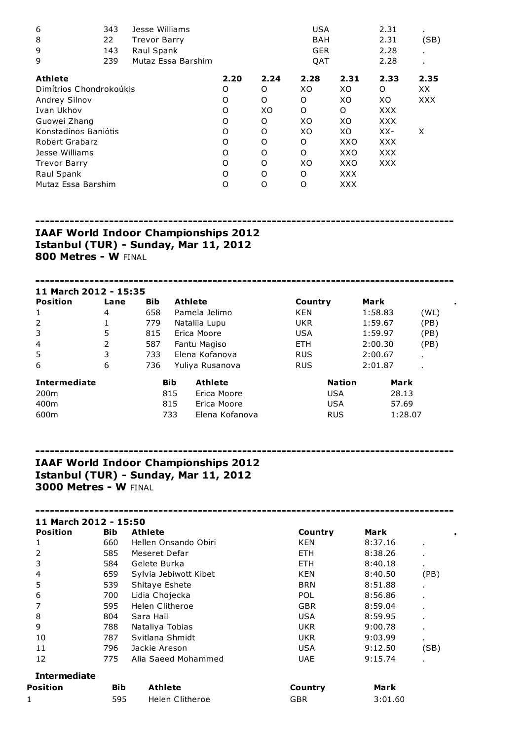| 6 | 343 | Jesse Williams | USA | 2.31 | . |
|---|---|---|---|---|---|
| 8 | 22 | Trevor Barry | BAH | 2.31 | (SB) |
| 9 | 143 | Raul Spank | GER | 2.28 | . |
| 9 | 239 | Mutaz Essa Barshim | QAT | 2.28 | . |

| Athlete | 2.20 | 2.24 | 2.28 | 2.31 | 2.33 | 2.35 |
|---|---|---|---|---|---|---|
| Dimítrios Chondrokoúkis | O | O | XO | XO | O | XX |
| Andrey Silnov | O | O | O | XO | XO | XXX |
| Ivan Ukhov | O | XO | O | O | XXX | |
| Guowei Zhang | O | O | XO | XO | XXX | |
| Konstadínos Baniótis | O | O | XO | XO | XX- | X |
| Robert Grabarz | O | O | O | XXO | XXX | |
| Jesse Williams | O | O | O | XXO | XXX | |
| Trevor Barry | O | O | XO | XXO | XXX | |
| Raul Spank | O | O | O | XXX | | |
| Mutaz Essa Barshim | O | O | O | XXX | | |

---

**IAAF World Indoor Championships 2012**
**Istanbul (TUR) - Sunday, Mar 11, 2012**
**800 Metres - W** FINAL

---

**11 March 2012 - 15:35**

| Position | Lane | Bib | Athlete | Country | Mark | . |
|---|---|---|---|---|---|---|
| 1 | 4 | 658 | Pamela Jelimo | KEN | 1:58.83 | (WL) |
| 2 | 1 | 779 | Nataliia Lupu | UKR | 1:59.67 | (PB) |
| 3 | 5 | 815 | Erica Moore | USA | 1:59.97 | (PB) |
| 4 | 2 | 587 | Fantu Magiso | ETH | 2:00.30 | (PB) |
| 5 | 3 | 733 | Elena Kofanova | RUS | 2:00.67 | . |
| 6 | 6 | 736 | Yuliya Rusanova | RUS | 2:01.87 | . |

| Intermediate | Bib | Athlete | Nation | Mark |
|---|---|---|---|---|
| 200m | 815 | Erica Moore | USA | 28.13 |
| 400m | 815 | Erica Moore | USA | 57.69 |
| 600m | 733 | Elena Kofanova | RUS | 1:28.07 |

---

**IAAF World Indoor Championships 2012**
**Istanbul (TUR) - Sunday, Mar 11, 2012**
**3000 Metres - W** FINAL

---

**11 March 2012 - 15:50**

| Position | Bib | Athlete | Country | Mark | . |
|---|---|---|---|---|---|
| 1 | 660 | Hellen Onsando Obiri | KEN | 8:37.16 | . |
| 2 | 585 | Meseret Defar | ETH | 8:38.26 | . |
| 3 | 584 | Gelete Burka | ETH | 8:40.18 | . |
| 4 | 659 | Sylvia Jebiwott Kibet | KEN | 8:40.50 | (PB) |
| 5 | 539 | Shitaye Eshete | BRN | 8:51.88 | . |
| 6 | 700 | Lidia Chojecka | POL | 8:56.86 | . |
| 7 | 595 | Helen Clitheroe | GBR | 8:59.04 | . |
| 8 | 804 | Sara Hall | USA | 8:59.95 | . |
| 9 | 788 | Nataliya Tobias | UKR | 9:00.78 | . |
| 10 | 787 | Svitlana Shmidt | UKR | 9:03.99 | . |
| 11 | 796 | Jackie Areson | USA | 9:12.50 | (SB) |
| 12 | 775 | Alia Saeed Mohammed | UAE | 9:15.74 | . |

**Intermediate**

| Position | Bib | Athlete | Country | Mark |
|---|---|---|---|---|
| 1 | 595 | Helen Clitheroe | GBR | 3:01.60 |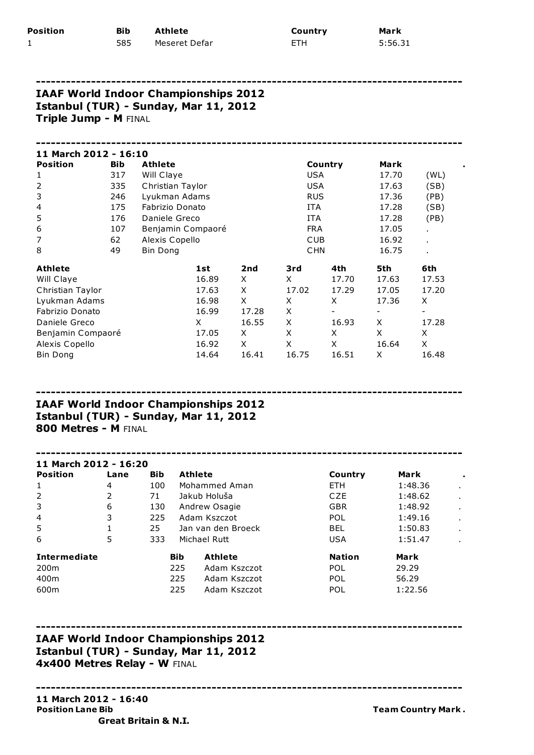| Position | Bib | Athlete | Country | Mark |
|---|---|---|---|---|
| 1 | 585 | Meseret Defar | ETH | 5:56.31 |

---

## IAAF World Indoor Championships 2012
## Istanbul (TUR) - Sunday, Mar 11, 2012
### Triple Jump - M FINAL

---

**11 March 2012 - 16:10**

| Position | Bib | Athlete | Country | Mark | . |
|---|---|---|---|---|---|
| 1 | 317 | Will Claye | USA | 17.70 | (WL) |
| 2 | 335 | Christian Taylor | USA | 17.63 | (SB) |
| 3 | 246 | Lyukman Adams | RUS | 17.36 | (PB) |
| 4 | 175 | Fabrizio Donato | ITA | 17.28 | (SB) |
| 5 | 176 | Daniele Greco | ITA | 17.28 | (PB) |
| 6 | 107 | Benjamin Compaoré | FRA | 17.05 | . |
| 7 | 62 | Alexis Copello | CUB | 16.92 | . |
| 8 | 49 | Bin Dong | CHN | 16.75 | . |

| Athlete | 1st | 2nd | 3rd | 4th | 5th | 6th |
|---|---|---|---|---|---|---|
| Will Claye | 16.89 | X | X | 17.70 | 17.63 | 17.53 |
| Christian Taylor | 17.63 | X | 17.02 | 17.29 | 17.05 | 17.20 |
| Lyukman Adams | 16.98 | X | X | X | 17.36 | X |
| Fabrizio Donato | 16.99 | 17.28 | X | - | - | - |
| Daniele Greco | X | 16.55 | X | 16.93 | X | 17.28 |
| Benjamin Compaoré | 17.05 | X | X | X | X | X |
| Alexis Copello | 16.92 | X | X | X | 16.64 | X |
| Bin Dong | 14.64 | 16.41 | 16.75 | 16.51 | X | 16.48 |

---

## IAAF World Indoor Championships 2012
## Istanbul (TUR) - Sunday, Mar 11, 2012
### 800 Metres - M FINAL

---

**11 March 2012 - 16:20**

| Position | Lane | Bib | Athlete | Country | Mark | . |
|---|---|---|---|---|---|---|
| 1 | 4 | 100 | Mohammed Aman | ETH | 1:48.36 | . |
| 2 | 2 | 71 | Jakub Holuša | CZE | 1:48.62 | . |
| 3 | 6 | 130 | Andrew Osagie | GBR | 1:48.92 | . |
| 4 | 3 | 225 | Adam Kszczot | POL | 1:49.16 | . |
| 5 | 1 | 25 | Jan van den Broeck | BEL | 1:50.83 | . |
| 6 | 5 | 333 | Michael Rutt | USA | 1:51.47 | . |

| Intermediate | Bib | Athlete | Nation | Mark |
|---|---|---|---|---|
| 200m | 225 | Adam Kszczot | POL | 29.29 |
| 400m | 225 | Adam Kszczot | POL | 56.29 |
| 600m | 225 | Adam Kszczot | POL | 1:22.56 |

---

## IAAF World Indoor Championships 2012
## Istanbul (TUR) - Sunday, Mar 11, 2012
### 4x400 Metres Relay - W FINAL

---

**11 March 2012 - 16:40**

**Position Lane Bib** **Team Country Mark .**

**Great Britain & N.I.**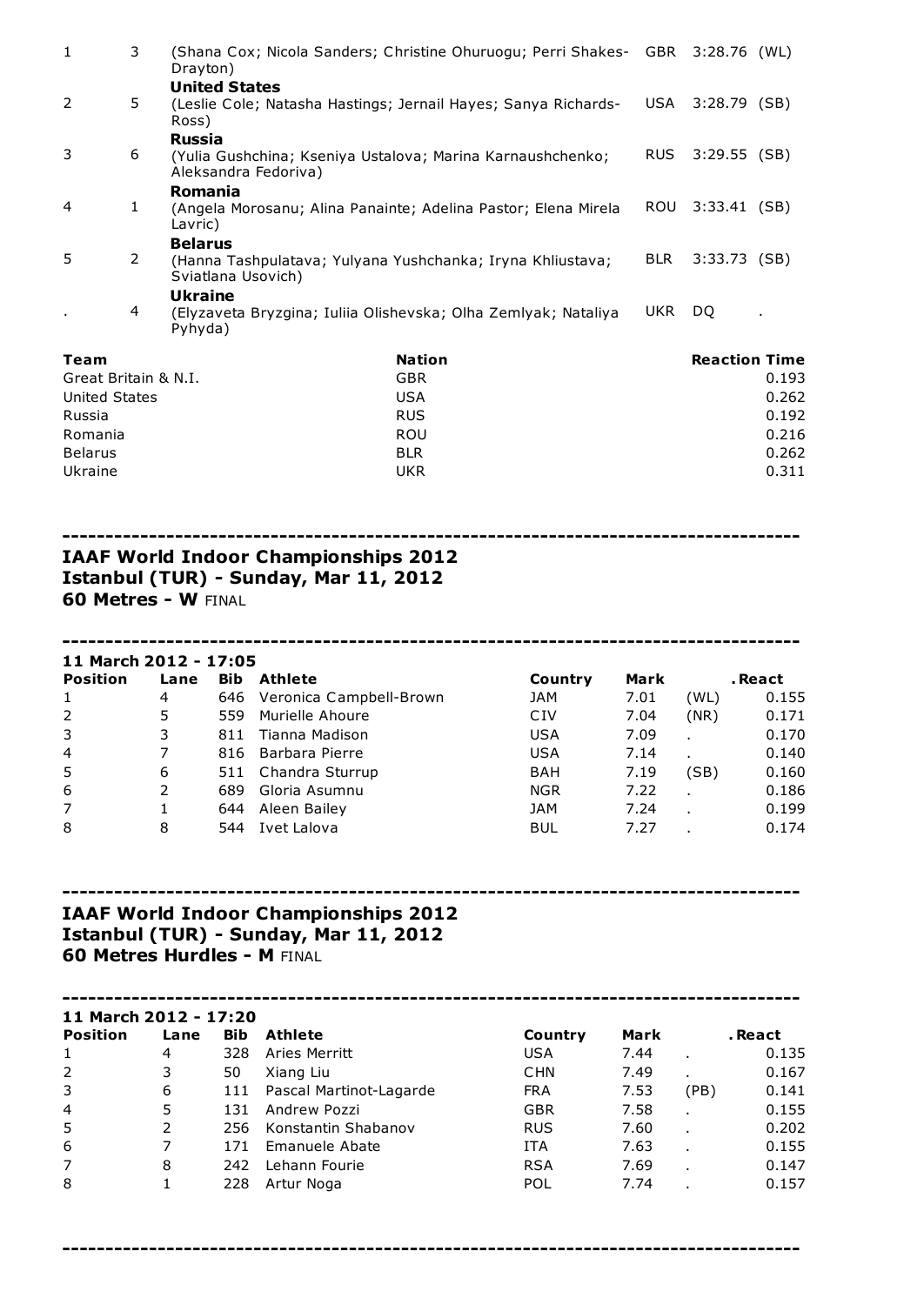| | | | | | |
|---|---|---|---|---|---|
| 1 | 3 | (Shana Cox; Nicola Sanders; Christine Ohuruogu; Perri Shakes-Drayton) | GBR | 3:28.76 | (WL) |
| | | **United States** | | | |
| 2 | 5 | (Leslie Cole; Natasha Hastings; Jernail Hayes; Sanya Richards-Ross) | USA | 3:28.79 | (SB) |
| | | **Russia** | | | |
| 3 | 6 | (Yulia Gushchina; Kseniya Ustalova; Marina Karnaushchenko; Aleksandra Fedoriva) | RUS | 3:29.55 | (SB) |
| | | **Romania** | | | |
| 4 | 1 | (Angela Morosanu; Alina Panainte; Adelina Pastor; Elena Mirela Lavric) | ROU | 3:33.41 | (SB) |
| | | **Belarus** | | | |
| 5 | 2 | (Hanna Tashpulatava; Yulyana Yushchanka; Iryna Khliustava; Sviatlana Usovich) | BLR | 3:33.73 | (SB) |
| | | **Ukraine** | | | |
| . | 4 | (Elyzaveta Bryzgina; Iuliia Olishevska; Olha Zemlyak; Nataliya Pyhyda) | UKR | DQ | . |

| Team | Nation | Reaction Time |
|---|---|---|
| Great Britain & N.I. | GBR | 0.193 |
| United States | USA | 0.262 |
| Russia | RUS | 0.192 |
| Romania | ROU | 0.216 |
| Belarus | BLR | 0.262 |
| Ukraine | UKR | 0.311 |

---

**IAAF World Indoor Championships 2012**
**Istanbul (TUR) - Sunday, Mar 11, 2012**
**60 Metres - W** FINAL

---

**11 March 2012 - 17:05**

| Position | Lane | Bib | Athlete | Country | Mark | | .React |
|---|---|---|---|---|---|---|---|
| 1 | 4 | 646 | Veronica Campbell-Brown | JAM | 7.01 | (WL) | 0.155 |
| 2 | 5 | 559 | Murielle Ahoure | CIV | 7.04 | (NR) | 0.171 |
| 3 | 3 | 811 | Tianna Madison | USA | 7.09 | . | 0.170 |
| 4 | 7 | 816 | Barbara Pierre | USA | 7.14 | . | 0.140 |
| 5 | 6 | 511 | Chandra Sturrup | BAH | 7.19 | (SB) | 0.160 |
| 6 | 2 | 689 | Gloria Asumnu | NGR | 7.22 | . | 0.186 |
| 7 | 1 | 644 | Aleen Bailey | JAM | 7.24 | . | 0.199 |
| 8 | 8 | 544 | Ivet Lalova | BUL | 7.27 | . | 0.174 |

---

**IAAF World Indoor Championships 2012**
**Istanbul (TUR) - Sunday, Mar 11, 2012**
**60 Metres Hurdles - M** FINAL

---

**11 March 2012 - 17:20**

| Position | Lane | Bib | Athlete | Country | Mark | | .React |
|---|---|---|---|---|---|---|---|
| 1 | 4 | 328 | Aries Merritt | USA | 7.44 | . | 0.135 |
| 2 | 3 | 50 | Xiang Liu | CHN | 7.49 | . | 0.167 |
| 3 | 6 | 111 | Pascal Martinot-Lagarde | FRA | 7.53 | (PB) | 0.141 |
| 4 | 5 | 131 | Andrew Pozzi | GBR | 7.58 | . | 0.155 |
| 5 | 2 | 256 | Konstantin Shabanov | RUS | 7.60 | . | 0.202 |
| 6 | 7 | 171 | Emanuele Abate | ITA | 7.63 | . | 0.155 |
| 7 | 8 | 242 | Lehann Fourie | RSA | 7.69 | . | 0.147 |
| 8 | 1 | 228 | Artur Noga | POL | 7.74 | . | 0.157 |

---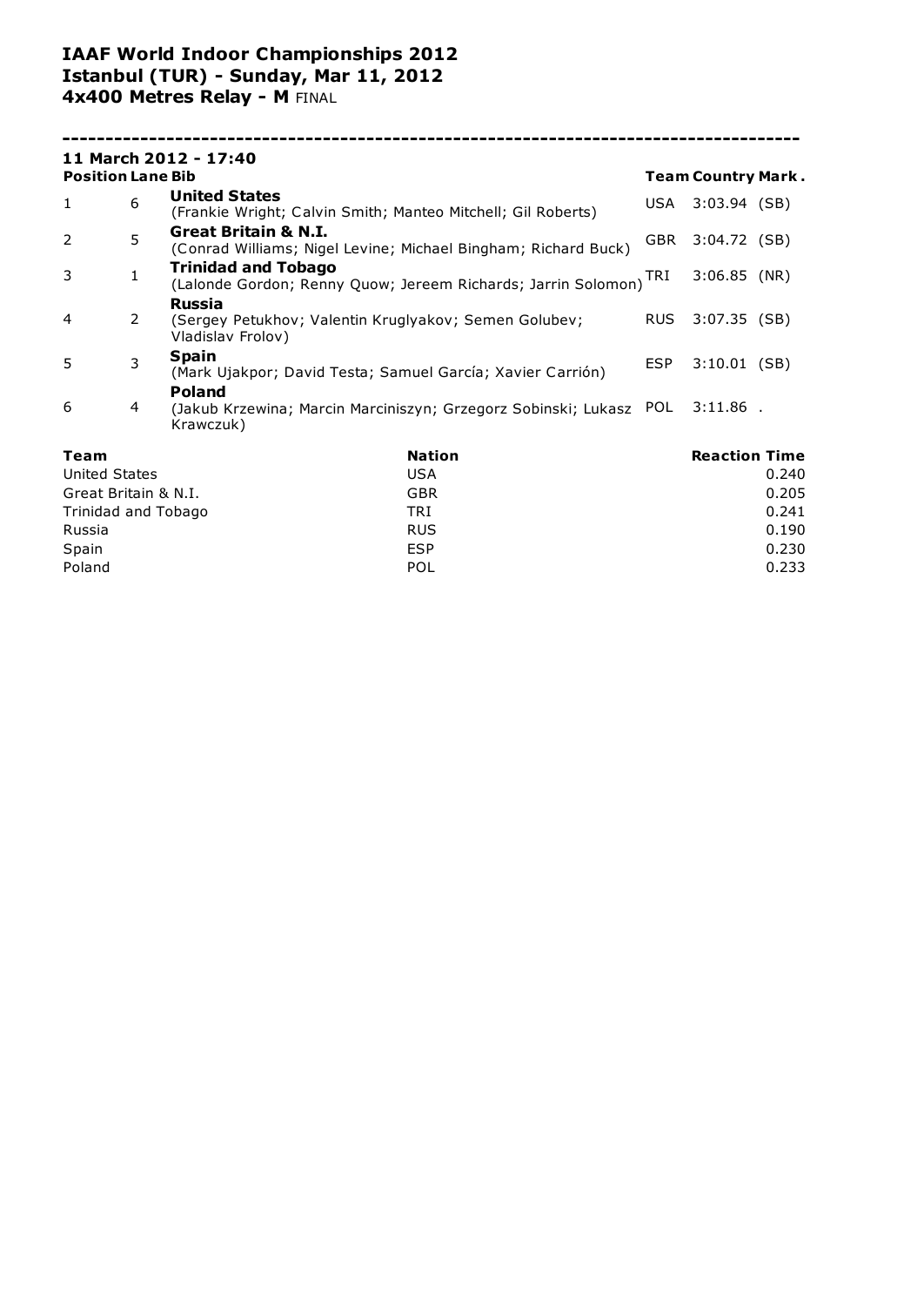# IAAF World Indoor Championships 2012
## Istanbul (TUR) - Sunday, Mar 11, 2012
## 4x400 Metres Relay - M FINAL

---

**11 March 2012 - 17:40**

| Position | Lane | Bib | Team | Country | Mark | . |
|---|---|---|---|---|---|---|
| 1 | 6 | | **United States** (Frankie Wright; Calvin Smith; Manteo Mitchell; Gil Roberts) | USA | 3:03.94 | (SB) |
| 2 | 5 | | **Great Britain & N.I.** (Conrad Williams; Nigel Levine; Michael Bingham; Richard Buck) | GBR | 3:04.72 | (SB) |
| 3 | 1 | | **Trinidad and Tobago** (Lalonde Gordon; Renny Quow; Jereem Richards; Jarrin Solomon) | TRI | 3:06.85 | (NR) |
| 4 | 2 | | **Russia** (Sergey Petukhov; Valentin Kruglyakov; Semen Golubev; Vladislav Frolov) | RUS | 3:07.35 | (SB) |
| 5 | 3 | | **Spain** (Mark Ujakpor; David Testa; Samuel García; Xavier Carrión) | ESP | 3:10.01 | (SB) |
| 6 | 4 | | **Poland** (Jakub Krzewina; Marcin Marciniszyn; Grzegorz Sobinski; Lukasz Krawczuk) | POL | 3:11.86 | . |

| Team | Nation | Reaction Time |
|---|---|---|
| United States | USA | 0.240 |
| Great Britain & N.I. | GBR | 0.205 |
| Trinidad and Tobago | TRI | 0.241 |
| Russia | RUS | 0.190 |
| Spain | ESP | 0.230 |
| Poland | POL | 0.233 |